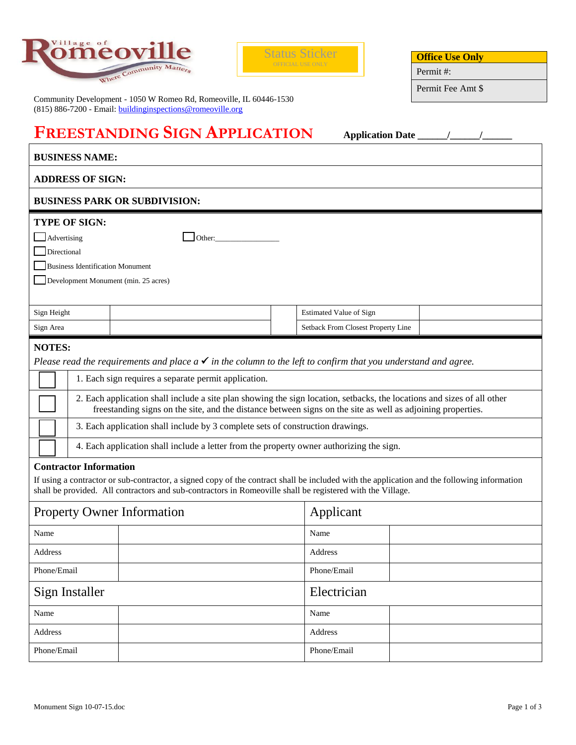Village of Romeoville — Where Community Matters

Status Sticker
OFFICIAL USE ONLY

| Office Use Only |
| --- |
| Permit #: |
| Permit Fee Amt $ |

Community Development - 1050 W Romeo Rd, Romeoville, IL 60446-1530
(815) 886-7200 - Email: buildinginspections@romeoville.org

# FREESTANDING SIGN APPLICATION

**Application Date \_\_\_\_\_\_/\_\_\_\_\_\_/\_\_\_\_\_\_**

**BUSINESS NAME:**

**ADDRESS OF SIGN:**

**BUSINESS PARK OR SUBDIVISION:**

**TYPE OF SIGN:**

- ☐ Advertising
- ☐ Directional
- ☐ Business Identification Monument
- ☐ Development Monument (min. 25 acres)
- ☐ Other:\_\_\_\_\_\_\_\_\_\_\_\_\_\_\_\_

| Sign Height | | | Estimated Value of Sign | |
| --- | --- | --- | --- | --- |
| Sign Area | | | Setback From Closest Property Line | |

**NOTES:**

*Please read the requirements and place a ✔ in the column to the left to confirm that you understand and agree.*

| | |
| --- | --- |
| ☐ | 1. Each sign requires a separate permit application. |
| ☐ | 2. Each application shall include a site plan showing the sign location, setbacks, the locations and sizes of all other freestanding signs on the site, and the distance between signs on the site as well as adjoining properties. |
| ☐ | 3. Each application shall include by 3 complete sets of construction drawings. |
| ☐ | 4. Each application shall include a letter from the property owner authorizing the sign. |

**Contractor Information**

If using a contractor or sub-contractor, a signed copy of the contract shall be included with the application and the following information shall be provided. All contractors and sub-contractors in Romeoville shall be registered with the Village.

| Property Owner Information | | Applicant | |
| --- | --- | --- | --- |
| Name | | Name | |
| Address | | Address | |
| Phone/Email | | Phone/Email | |

| Sign Installer | | Electrician | |
| --- | --- | --- | --- |
| Name | | Name | |
| Address | | Address | |
| Phone/Email | | Phone/Email | |

Monument Sign 10-07-15.doc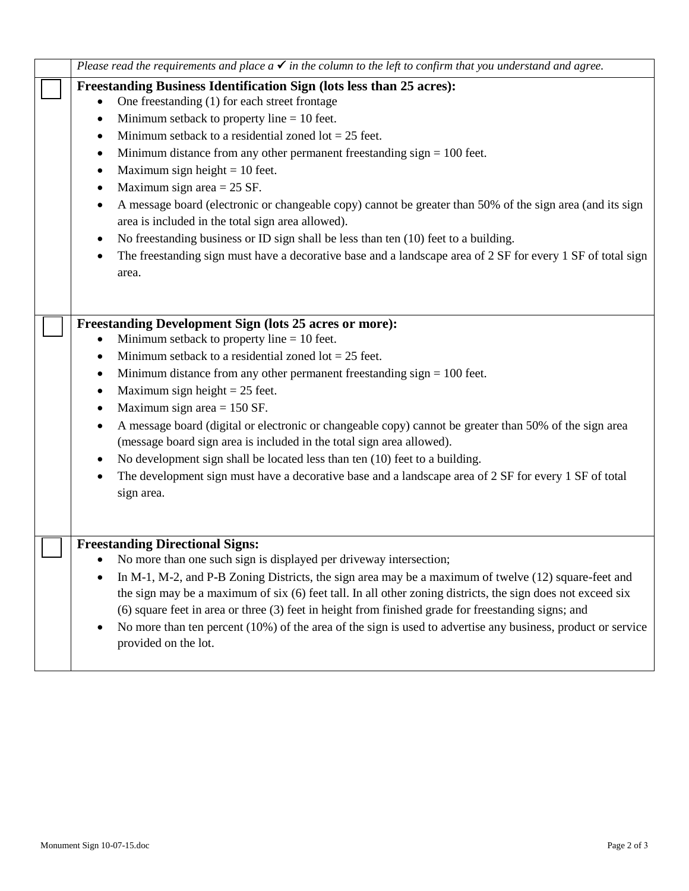| | *Please read the requirements and place a ✓ in the column to the left to confirm that you understand and agree.* |
|---|---|
| ☐ | **Freestanding Business Identification Sign (lots less than 25 acres):**<br>• One freestanding (1) for each street frontage<br>• Minimum setback to property line = 10 feet.<br>• Minimum setback to a residential zoned lot = 25 feet.<br>• Minimum distance from any other permanent freestanding sign = 100 feet.<br>• Maximum sign height = 10 feet.<br>• Maximum sign area = 25 SF.<br>• A message board (electronic or changeable copy) cannot be greater than 50% of the sign area (and its sign area is included in the total sign area allowed).<br>• No freestanding business or ID sign shall be less than ten (10) feet to a building.<br>• The freestanding sign must have a decorative base and a landscape area of 2 SF for every 1 SF of total sign area. |
| ☐ | **Freestanding Development Sign (lots 25 acres or more):**<br>• Minimum setback to property line = 10 feet.<br>• Minimum setback to a residential zoned lot = 25 feet.<br>• Minimum distance from any other permanent freestanding sign = 100 feet.<br>• Maximum sign height = 25 feet.<br>• Maximum sign area = 150 SF.<br>• A message board (digital or electronic or changeable copy) cannot be greater than 50% of the sign area (message board sign area is included in the total sign area allowed).<br>• No development sign shall be located less than ten (10) feet to a building.<br>• The development sign must have a decorative base and a landscape area of 2 SF for every 1 SF of total sign area. |
| ☐ | **Freestanding Directional Signs:**<br>• No more than one such sign is displayed per driveway intersection;<br>• In M-1, M-2, and P-B Zoning Districts, the sign area may be a maximum of twelve (12) square-feet and the sign may be a maximum of six (6) feet tall. In all other zoning districts, the sign does not exceed six (6) square feet in area or three (3) feet in height from finished grade for freestanding signs; and<br>• No more than ten percent (10%) of the area of the sign is used to advertise any business, product or service provided on the lot. |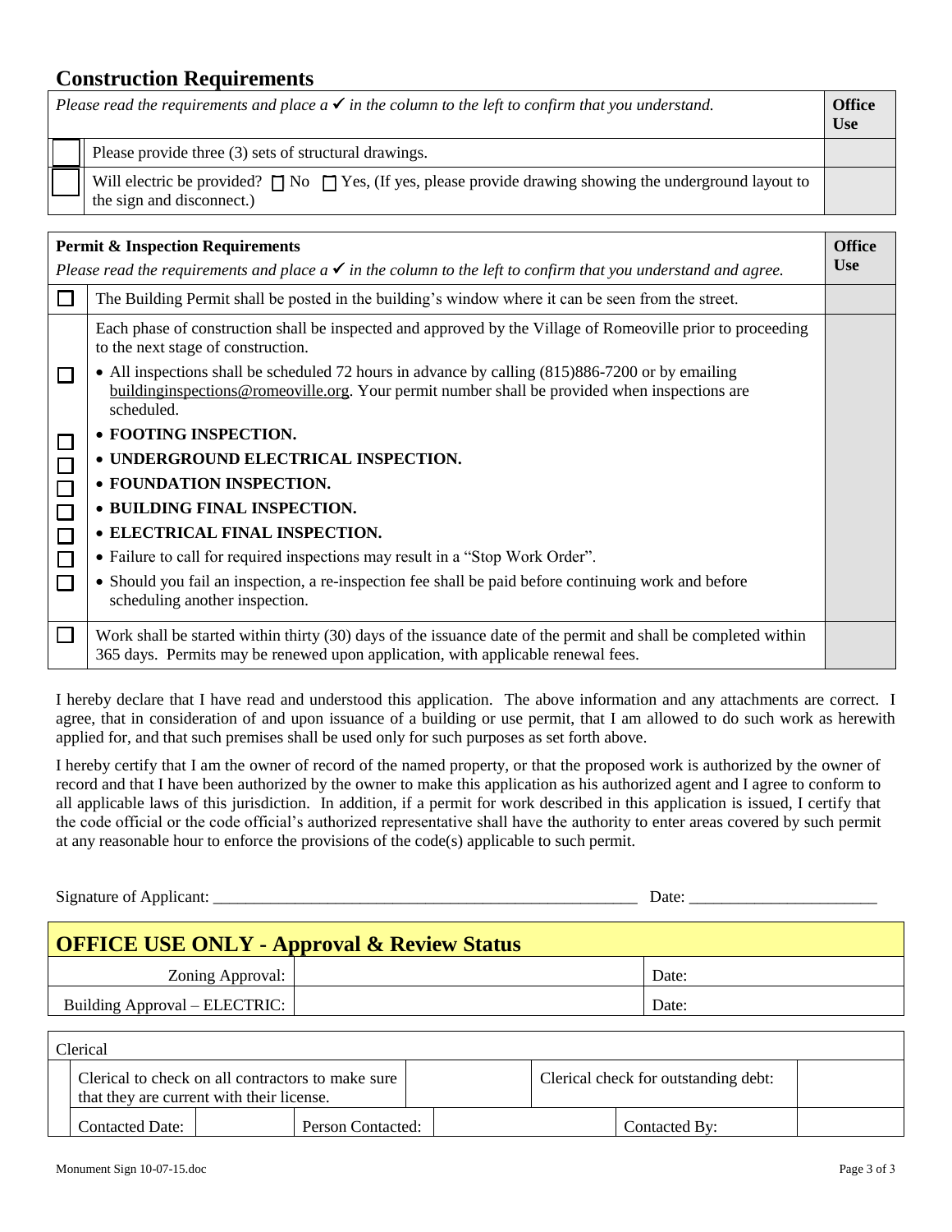## Construction Requirements

| | *Please read the requirements and place a ✔ in the column to the left to confirm that you understand.* | **Office Use** |
|---|---|---|
| ☐ | Please provide three (3) sets of structural drawings. | |
| ☐ | Will electric be provided? ☐ No ☐ Yes, (If yes, please provide drawing showing the underground layout to the sign and disconnect.) | |

| | **Permit & Inspection Requirements** *Please read the requirements and place a ✔ in the column to the left to confirm that you understand and agree.* | **Office Use** |
|---|---|---|
| ☐ | The Building Permit shall be posted in the building's window where it can be seen from the street. | |
| | Each phase of construction shall be inspected and approved by the Village of Romeoville prior to proceeding to the next stage of construction. | |
| ☐ | • All inspections shall be scheduled 72 hours in advance by calling (815)886-7200 or by emailing buildinginspections@romeoville.org. Your permit number shall be provided when inspections are scheduled. | |
| ☐ | • **FOOTING INSPECTION.** | |
| ☐ | • **UNDERGROUND ELECTRICAL INSPECTION.** | |
| ☐ | • **FOUNDATION INSPECTION.** | |
| ☐ | • **BUILDING FINAL INSPECTION.** | |
| ☐ | • **ELECTRICAL FINAL INSPECTION.** | |
| ☐ | • Failure to call for required inspections may result in a "Stop Work Order". | |
| ☐ | • Should you fail an inspection, a re-inspection fee shall be paid before continuing work and before scheduling another inspection. | |
| ☐ | Work shall be started within thirty (30) days of the issuance date of the permit and shall be completed within 365 days. Permits may be renewed upon application, with applicable renewal fees. | |

I hereby declare that I have read and understood this application. The above information and any attachments are correct. I agree, that in consideration of and upon issuance of a building or use permit, that I am allowed to do such work as herewith applied for, and that such premises shall be used only for such purposes as set forth above.

I hereby certify that I am the owner of record of the named property, or that the proposed work is authorized by the owner of record and that I have been authorized by the owner to make this application as his authorized agent and I agree to conform to all applicable laws of this jurisdiction. In addition, if a permit for work described in this application is issued, I certify that the code official or the code official's authorized representative shall have the authority to enter areas covered by such permit at any reasonable hour to enforce the provisions of the code(s) applicable to such permit.

Signature of Applicant: ______________________________________________________ Date: ________________________

## OFFICE USE ONLY - Approval & Review Status

| | | |
|---|---|---|
| Zoning Approval: | | Date: |
| Building Approval – ELECTRIC: | | Date: |

| Clerical | | | | | |
|---|---|---|---|---|---|
| Clerical to check on all contractors to make sure that they are current with their license. | | | Clerical check for outstanding debt: | | |
| Contacted Date: | | Person Contacted: | | Contacted By: | |